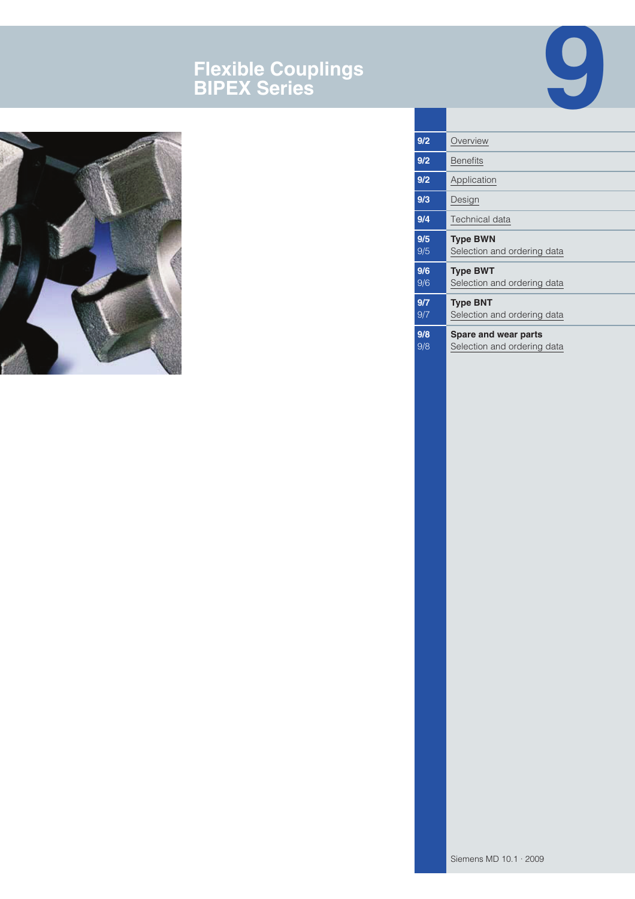# Flexible Couplings BIPEX Series

# 9

| | |
|---|---|
| 9/2 | Overview |
| 9/2 | Benefits |
| 9/2 | Application |
| 9/3 | Design |
| 9/4 | Technical data |
| 9/5 | **Type BWN** |
| 9/5 | Selection and ordering data |
| 9/6 | **Type BWT** |
| 9/6 | Selection and ordering data |
| 9/7 | **Type BNT** |
| 9/7 | Selection and ordering data |
| 9/8 | **Spare and wear parts** |
| 9/8 | Selection and ordering data |

Siemens MD 10.1 · 2009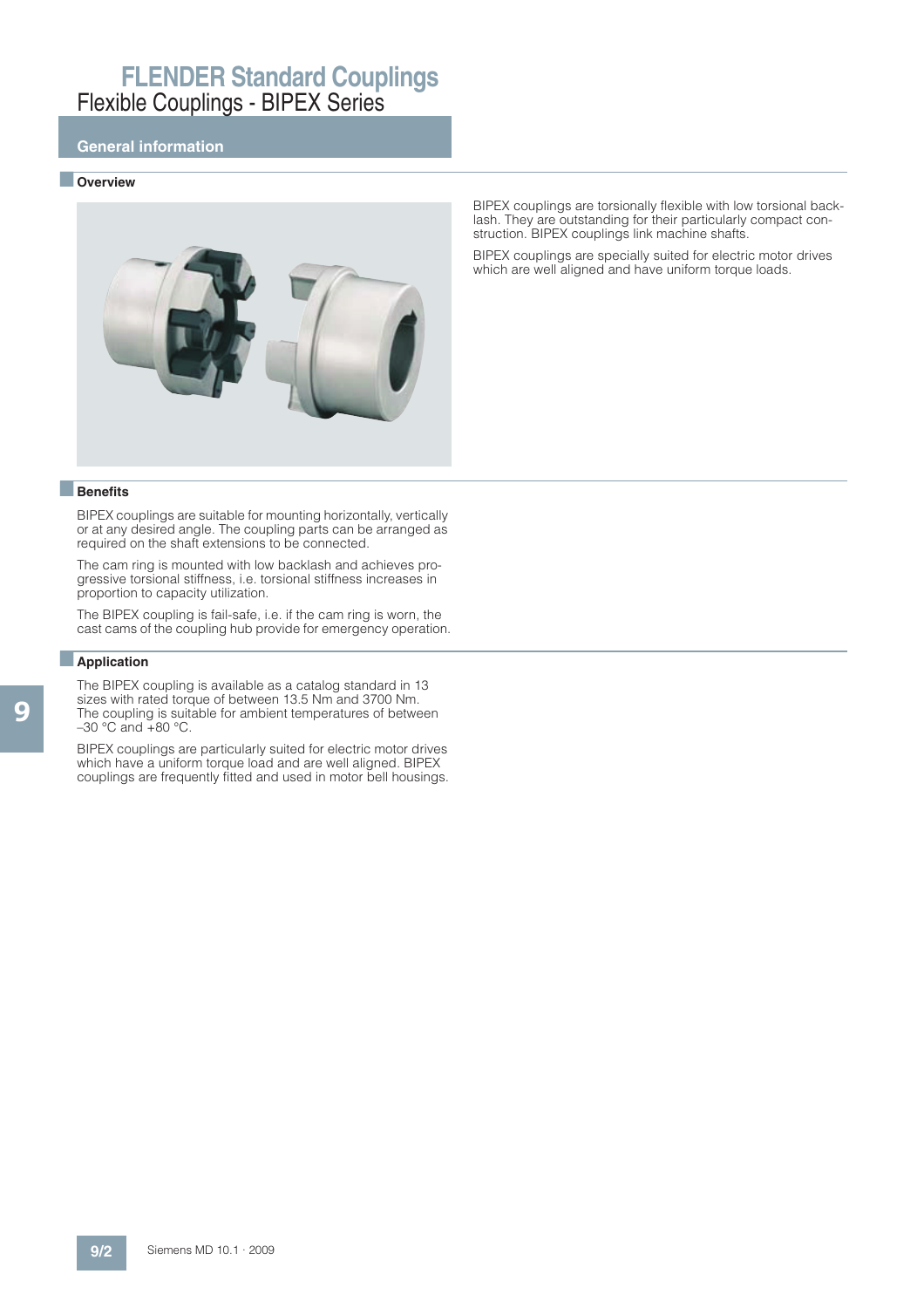# FLENDER Standard Couplings

## Flexible Couplings - BIPEX Series

### General information

#### Overview

BIPEX couplings are torsionally flexible with low torsional backlash. They are outstanding for their particularly compact construction. BIPEX couplings link machine shafts.

BIPEX couplings are specially suited for electric motor drives which are well aligned and have uniform torque loads.

#### Benefits

BIPEX couplings are suitable for mounting horizontally, vertically or at any desired angle. The coupling parts can be arranged as required on the shaft extensions to be connected.

The cam ring is mounted with low backlash and achieves progressive torsional stiffness, i.e. torsional stiffness increases in proportion to capacity utilization.

The BIPEX coupling is fail-safe, i.e. if the cam ring is worn, the cast cams of the coupling hub provide for emergency operation.

#### Application

The BIPEX coupling is available as a catalog standard in 13 sizes with rated torque of between 13.5 Nm and 3700 Nm. The coupling is suitable for ambient temperatures of between –30 °C and +80 °C.

BIPEX couplings are particularly suited for electric motor drives which have a uniform torque load and are well aligned. BIPEX couplings are frequently fitted and used in motor bell housings.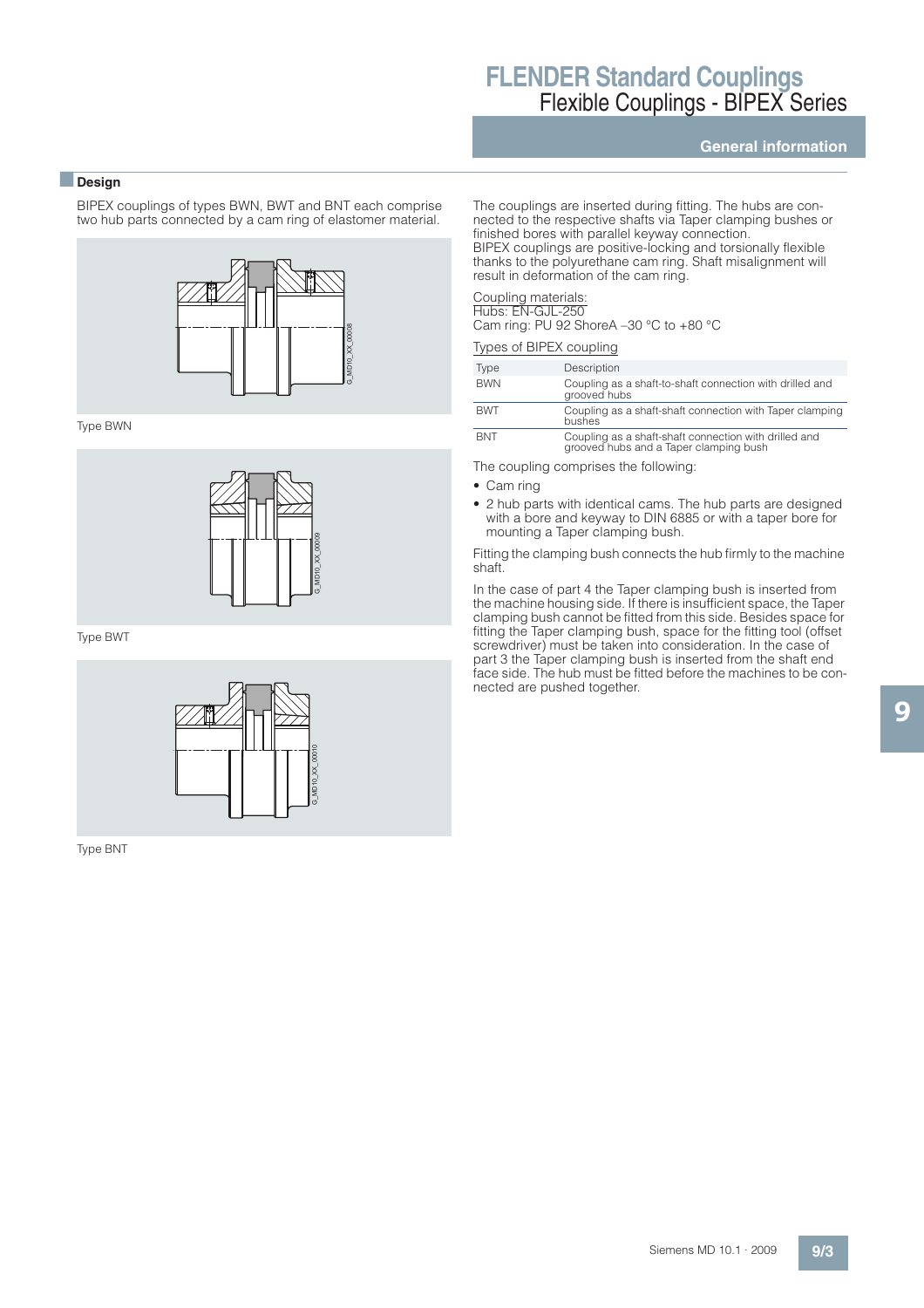## Design

BIPEX couplings of types BWN, BWT and BNT each comprise two hub parts connected by a cam ring of elastomer material.

Type BWN

Type BWT

Type BNT

The couplings are inserted during fitting. The hubs are connected to the respective shafts via Taper clamping bushes or finished bores with parallel keyway connection.
BIPEX couplings are positive-locking and torsionally flexible thanks to the polyurethane cam ring. Shaft misalignment will result in deformation of the cam ring.

Coupling materials:
Hubs: EN-GJL-250
Cam ring: PU 92 ShoreA –30 °C to +80 °C

Types of BIPEX coupling

| Type | Description |
|---|---|
| BWN | Coupling as a shaft-to-shaft connection with drilled and grooved hubs |
| BWT | Coupling as a shaft-shaft connection with Taper clamping bushes |
| BNT | Coupling as a shaft-shaft connection with drilled and grooved hubs and a Taper clamping bush |

The coupling comprises the following:

- Cam ring
- 2 hub parts with identical cams. The hub parts are designed with a bore and keyway to DIN 6885 or with a taper bore for mounting a Taper clamping bush.

Fitting the clamping bush connects the hub firmly to the machine shaft.

In the case of part 4 the Taper clamping bush is inserted from the machine housing side. If there is insufficient space, the Taper clamping bush cannot be fitted from this side. Besides space for fitting the Taper clamping bush, space for the fitting tool (offset screwdriver) must be taken into consideration. In the case of part 3 the Taper clamping bush is inserted from the shaft end face side. The hub must be fitted before the machines to be connected are pushed together.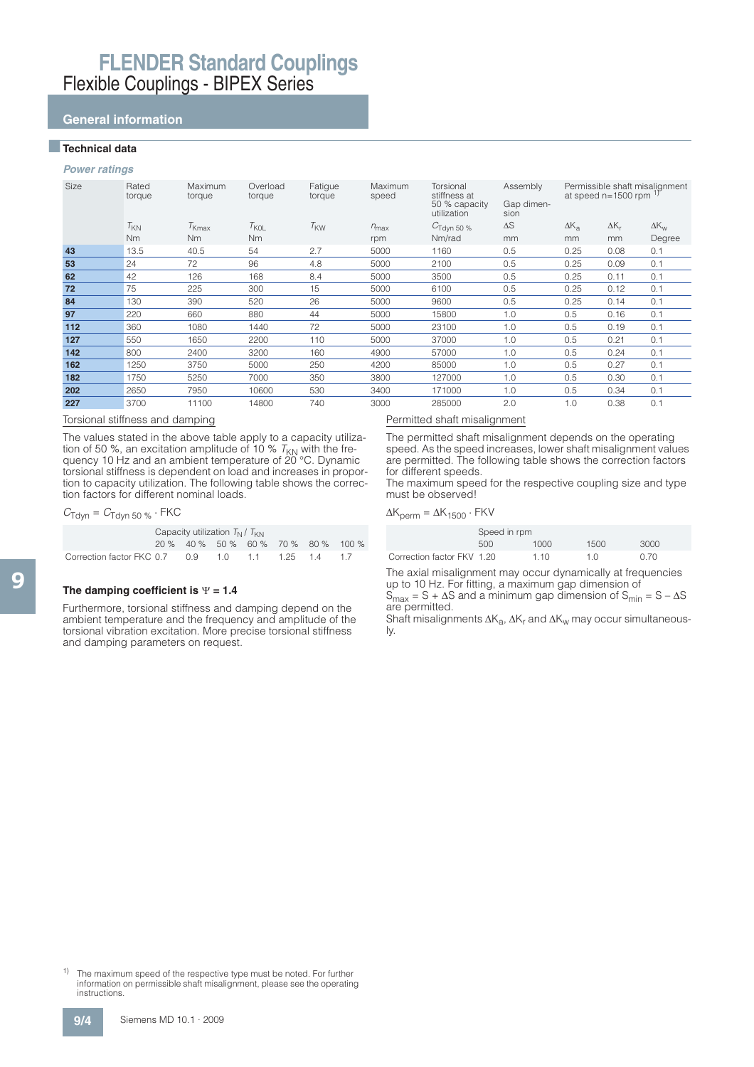# FLENDER Standard Couplings

## Flexible Couplings - BIPEX Series

### General information

#### Technical data

*Power ratings*

| Size | Rated torque | Maximum torque | Overload torque | Fatigue torque | Maximum speed | Torsional stiffness at 50 % capacity utilization | Assembly Gap dimension | Permissible shaft misalignment at speed n=1500 rpm [1] | | |
|---|---|---|---|---|---|---|---|---|---|---|
| | $T_{KN}$ | $T_{Kmax}$ | $T_{KOL}$ | $T_{KW}$ | $n_{max}$ | $C_{Tdyn\ 50\ \%}$ | $\Delta S$ | $\Delta K_a$ | $\Delta K_r$ | $\Delta K_w$ |
| | Nm | Nm | Nm | | rpm | Nm/rad | mm | mm | mm | Degree |
| **43** | 13.5 | 40.5 | 54 | 2.7 | 5000 | 1160 | 0.5 | 0.25 | 0.08 | 0.1 |
| **53** | 24 | 72 | 96 | 4.8 | 5000 | 2100 | 0.5 | 0.25 | 0.09 | 0.1 |
| **62** | 42 | 126 | 168 | 8.4 | 5000 | 3500 | 0.5 | 0.25 | 0.11 | 0.1 |
| **72** | 75 | 225 | 300 | 15 | 5000 | 6100 | 0.5 | 0.25 | 0.12 | 0.1 |
| **84** | 130 | 390 | 520 | 26 | 5000 | 9600 | 0.5 | 0.25 | 0.14 | 0.1 |
| **97** | 220 | 660 | 880 | 44 | 5000 | 15800 | 1.0 | 0.5 | 0.16 | 0.1 |
| **112** | 360 | 1080 | 1440 | 72 | 5000 | 23100 | 1.0 | 0.5 | 0.19 | 0.1 |
| **127** | 550 | 1650 | 2200 | 110 | 5000 | 37000 | 1.0 | 0.5 | 0.21 | 0.1 |
| **142** | 800 | 2400 | 3200 | 160 | 4900 | 57000 | 1.0 | 0.5 | 0.24 | 0.1 |
| **162** | 1250 | 3750 | 5000 | 250 | 4200 | 85000 | 1.0 | 0.5 | 0.27 | 0.1 |
| **182** | 1750 | 5250 | 7000 | 350 | 3800 | 127000 | 1.0 | 0.5 | 0.30 | 0.1 |
| **202** | 2650 | 7950 | 10600 | 530 | 3400 | 171000 | 1.0 | 0.5 | 0.34 | 0.1 |
| **227** | 3700 | 11100 | 14800 | 740 | 3000 | 285000 | 2.0 | 1.0 | 0.38 | 0.1 |

Torsional stiffness and damping

The values stated in the above table apply to a capacity utilization of 50 %, an excitation amplitude of 10 % $T_{KN}$ with the frequency 10 Hz and an ambient temperature of 20 °C. Dynamic torsional stiffness is dependent on load and increases in proportion to capacity utilization. The following table shows the correction factors for different nominal loads.

$C_{Tdyn} = C_{Tdyn\ 50\ \%} \cdot FKC$

| | Capacity utilization $T_N$ / $T_{KN}$ | | | | | | |
|---|---|---|---|---|---|---|---|
| | 20 % | 40 % | 50 % | 60 % | 70 % | 80 % | 100 % |
| Correction factor FKC | 0.7 | 0.9 | 1.0 | 1.1 | 1.25 | 1.4 | 1.7 |

**The damping coefficient is $\Psi = 1.4$**

Furthermore, torsional stiffness and damping depend on the ambient temperature and the frequency and amplitude of the torsional vibration excitation. More precise torsional stiffness and damping parameters on request.

Permitted shaft misalignment

The permitted shaft misalignment depends on the operating speed. As the speed increases, lower shaft misalignment values are permitted. The following table shows the correction factors for different speeds.
The maximum speed for the respective coupling size and type must be observed!

$\Delta K_{perm} = \Delta K_{1500} \cdot FKV$

| | Speed in rpm | | | |
|---|---|---|---|---|
| | 500 | 1000 | 1500 | 3000 |
| Correction factor FKV | 1.20 | 1.10 | 1.0 | 0.70 |

The axial misalignment may occur dynamically at frequencies up to 10 Hz. For fitting, a maximum gap dimension of $S_{max} = S + \Delta S$ and a minimum gap dimension of $S_{min} = S - \Delta S$ are permitted.
Shaft misalignments $\Delta K_a$, $\Delta K_r$ and $\Delta K_w$ may occur simultaneously.

[1] The maximum speed of the respective type must be noted. For further information on permissible shaft misalignment, please see the operating instructions.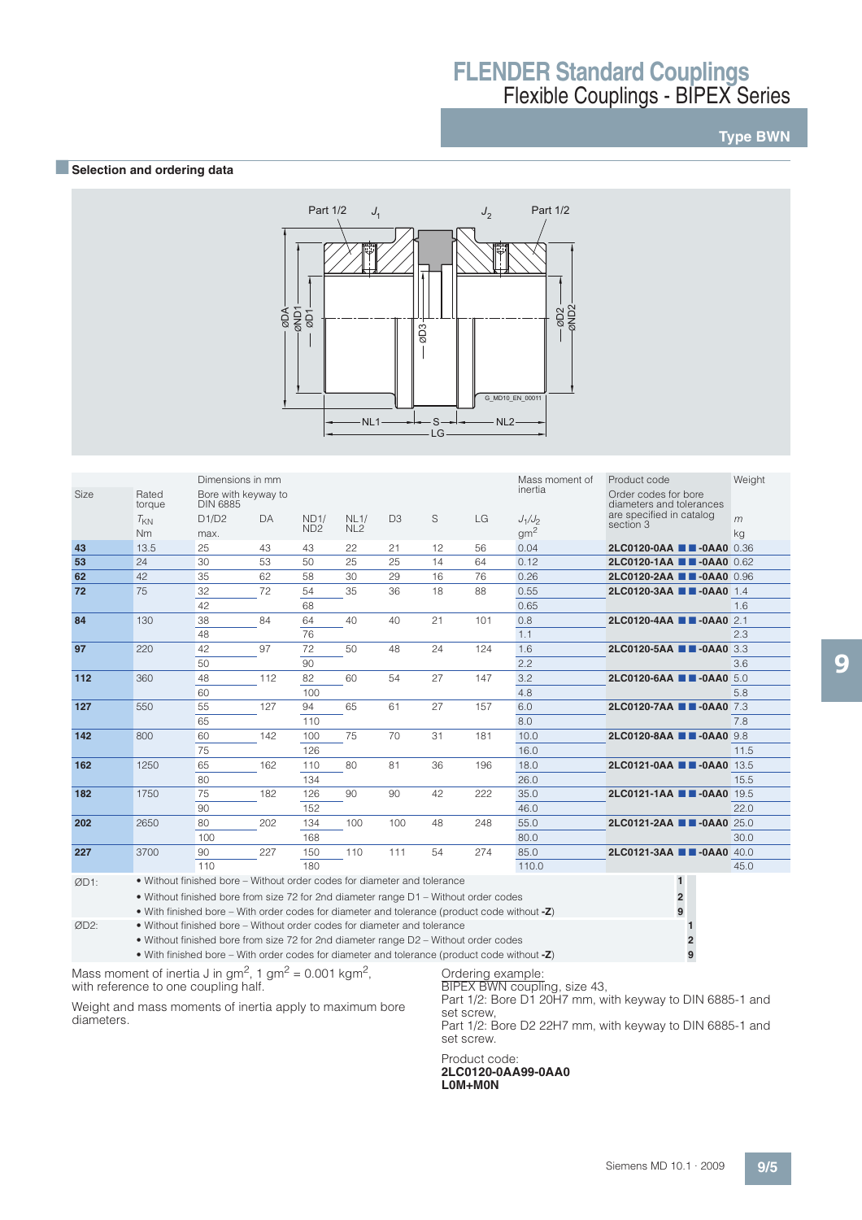# FLENDER Standard Couplings

## Flexible Couplings - BIPEX Series

### Type BWN

### Selection and ordering data

Part 1/2 $J_1$ $J_2$ Part 1/2

ØDA ØND1 ØD1 ØD3 ØD2 ØND2

NL1 S NL2 LG

G_MD10_EN_00011

| Size | Rated torque | Dimensions in mm | | | | | | | Mass moment of inertia | Product code | Weight |
|---|---|---|---|---|---|---|---|---|---|---|---|
| | | Bore with keyway to DIN 6885 | | | | | | | | Order codes for bore diameters and tolerances are specified in catalog section 3 | |
| | $T_{KN}$ | D1/D2 | DA | ND1/ ND2 | NL1/ NL2 | D3 | S | LG | $J_1/J_2$ | | $m$ |
| | Nm | max. | | | | | | | $gm^2$ | | kg |
| **43** | 13.5 | 25 | 43 | 43 | 22 | 21 | 12 | 56 | 0.04 | **2LC0120-0AA ■■-0AA0** | 0.36 |
| **53** | 24 | 30 | 53 | 50 | 25 | 25 | 14 | 64 | 0.12 | **2LC0120-1AA ■■-0AA0** | 0.62 |
| **62** | 42 | 35 | 62 | 58 | 30 | 29 | 16 | 76 | 0.26 | **2LC0120-2AA ■■-0AA0** | 0.96 |
| **72** | 75 | 32 | 72 | 54 | 35 | 36 | 18 | 88 | 0.55 | **2LC0120-3AA ■■-0AA0** | 1.4 |
| | | 42 | | 68 | | | | | 0.65 | | 1.6 |
| **84** | 130 | 38 | 84 | 64 | 40 | 40 | 21 | 101 | 0.8 | **2LC0120-4AA ■■-0AA0** | 2.1 |
| | | 48 | | 76 | | | | | 1.1 | | 2.3 |
| **97** | 220 | 42 | 97 | 72 | 50 | 48 | 24 | 124 | 1.6 | **2LC0120-5AA ■■-0AA0** | 3.3 |
| | | 50 | | 90 | | | | | 2.2 | | 3.6 |
| **112** | 360 | 48 | 112 | 82 | 60 | 54 | 27 | 147 | 3.2 | **2LC0120-6AA ■■-0AA0** | 5.0 |
| | | 60 | | 100 | | | | | 4.8 | | 5.8 |
| **127** | 550 | 55 | 127 | 94 | 65 | 61 | 27 | 157 | 6.0 | **2LC0120-7AA ■■-0AA0** | 7.3 |
| | | 65 | | 110 | | | | | 8.0 | | 7.8 |
| **142** | 800 | 60 | 142 | 100 | 75 | 70 | 31 | 181 | 10.0 | **2LC0120-8AA ■■-0AA0** | 9.8 |
| | | 75 | | 126 | | | | | 16.0 | | 11.5 |
| **162** | 1250 | 65 | 162 | 110 | 80 | 81 | 36 | 196 | 18.0 | **2LC0121-0AA ■■-0AA0** | 13.5 |
| | | 80 | | 134 | | | | | 26.0 | | 15.5 |
| **182** | 1750 | 75 | 182 | 126 | 90 | 90 | 42 | 222 | 35.0 | **2LC0121-1AA ■■-0AA0** | 19.5 |
| | | 90 | | 152 | | | | | 46.0 | | 22.0 |
| **202** | 2650 | 80 | 202 | 134 | 100 | 100 | 48 | 248 | 55.0 | **2LC0121-2AA ■■-0AA0** | 25.0 |
| | | 100 | | 168 | | | | | 80.0 | | 30.0 |
| **227** | 3700 | 90 | 227 | 150 | 110 | 111 | 54 | 274 | 85.0 | **2LC0121-3AA ■■-0AA0** | 40.0 |
| | | 110 | | 180 | | | | | 110.0 | | 45.0 |

| | | | |
|---|---|---|---|
| ØD1: | • Without finished bore – Without order codes for diameter and tolerance | **1** | |
| | • Without finished bore from size 72 for 2nd diameter range D1 – Without order codes | **2** | |
| | • With finished bore – With order codes for diameter and tolerance (product code without **-Z**) | **9** | |
| ØD2: | • Without finished bore – Without order codes for diameter and tolerance | | **1** |
| | • Without finished bore from size 72 for 2nd diameter range D2 – Without order codes | | **2** |
| | • With finished bore – With order codes for diameter and tolerance (product code without **-Z**) | | **9** |

Mass moment of inertia J in $gm^2$, 1 $gm^2$ = 0.001 $kgm^2$, with reference to one coupling half.

Weight and mass moments of inertia apply to maximum bore diameters.

Ordering example:
BIPEX BWN coupling, size 43,
Part 1/2: Bore D1 20H7 mm, with keyway to DIN 6885-1 and set screw,
Part 1/2: Bore D2 22H7 mm, with keyway to DIN 6885-1 and set screw.

Product code:
**2LC0120-0AA99-0AA0**
**L0M+M0N**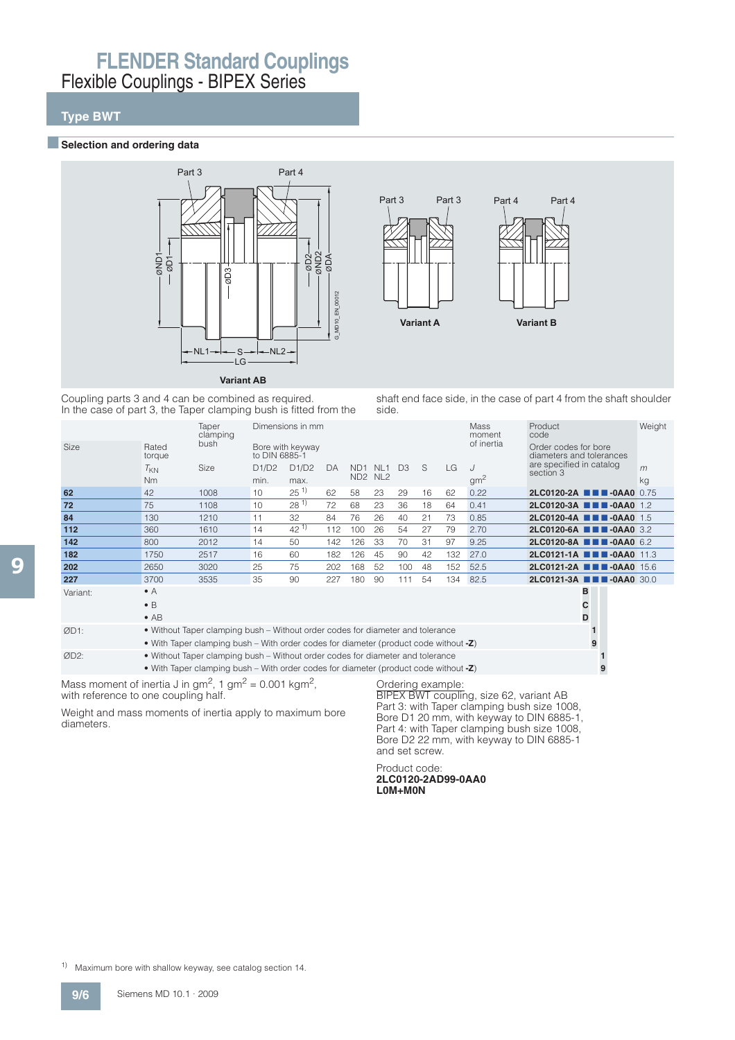# FLENDER Standard Couplings

Flexible Couplings - BIPEX Series

## Type BWT

### Selection and ordering data

Part 3
Part 4
ØND1
ØD1
ØD3
ØD2
ØND2
ØDA
NL1
S
NL2
LG
Variant AB

Part 3
Part 3
Variant A

Part 4
Part 4
Variant B

Coupling parts 3 and 4 can be combined as required. In the case of part 3, the Taper clamping bush is fitted from the shaft end face side, in the case of part 4 from the shaft shoulder side.

| Size | Rated torque $T_{KN}$ Nm | Taper clamping bush Size | Dimensions in mm Bore with keyway to DIN 6885-1 D1/D2 min. | D1/D2 max. | DA | ND1 ND2 | NL1 NL2 | D3 | S | LG | Mass moment of inertia $J$ $gm^2$ | Product code Order codes for bore diameters and tolerances are specified in catalog section 3 | Weight $m$ kg |
|---|---|---|---|---|---|---|---|---|---|---|---|---|---|
| **62** | 42 | 1008 | 10 | 25 [1] | 62 | 58 | 23 | 29 | 16 | 62 | 0.22 | **2LC0120-2A ■ ■ ■ -0AA0** | 0.75 |
| **72** | 75 | 1108 | 10 | 28 [1] | 72 | 68 | 23 | 36 | 18 | 64 | 0.41 | **2LC0120-3A ■ ■ ■ -0AA0** | 1.2 |
| **84** | 130 | 1210 | 11 | 32 | 84 | 76 | 26 | 40 | 21 | 73 | 0.85 | **2LC0120-4A ■ ■ ■ -0AA0** | 1.5 |
| **112** | 360 | 1610 | 14 | 42 [1] | 112 | 100 | 26 | 54 | 27 | 79 | 2.70 | **2LC0120-6A ■ ■ ■ -0AA0** | 3.2 |
| **142** | 800 | 2012 | 14 | 50 | 142 | 126 | 33 | 70 | 31 | 97 | 9.25 | **2LC0120-8A ■ ■ ■ -0AA0** | 6.2 |
| **182** | 1750 | 2517 | 16 | 60 | 182 | 126 | 45 | 90 | 42 | 132 | 27.0 | **2LC0121-1A ■ ■ ■ -0AA0** | 11.3 |
| **202** | 2650 | 3020 | 25 | 75 | 202 | 168 | 52 | 100 | 48 | 152 | 52.5 | **2LC0121-2A ■ ■ ■ -0AA0** | 15.6 |
| **227** | 3700 | 3535 | 35 | 90 | 227 | 180 | 90 | 111 | 54 | 134 | 82.5 | **2LC0121-3A ■ ■ ■ -0AA0** | 30.0 |

| | | | | |
|---|---|---|---|---|
| Variant: | • A | B | | |
| | • B | C | | |
| | • AB | D | | |
| ØD1: | • Without Taper clamping bush – Without order codes for diameter and tolerance | | 1 | |
| | • With Taper clamping bush – With order codes for diameter (product code without **-Z**) | | 9 | |
| ØD2: | • Without Taper clamping bush – Without order codes for diameter and tolerance | | | 1 |
| | • With Taper clamping bush – With order codes for diameter (product code without **-Z**) | | | 9 |

Mass moment of inertia J in $gm^2$, 1 $gm^2$ = 0.001 $kgm^2$, with reference to one coupling half.

Weight and mass moments of inertia apply to maximum bore diameters.

Ordering example:
BIPEX BWT coupling, size 62, variant AB
Part 3: with Taper clamping bush size 1008, Bore D1 20 mm, with keyway to DIN 6885-1,
Part 4: with Taper clamping bush size 1008, Bore D2 22 mm, with keyway to DIN 6885-1 and set screw.

Product code:
**2LC0120-2AD99-0AA0**
**L0M+M0N**

[1] Maximum bore with shallow keyway, see catalog section 14.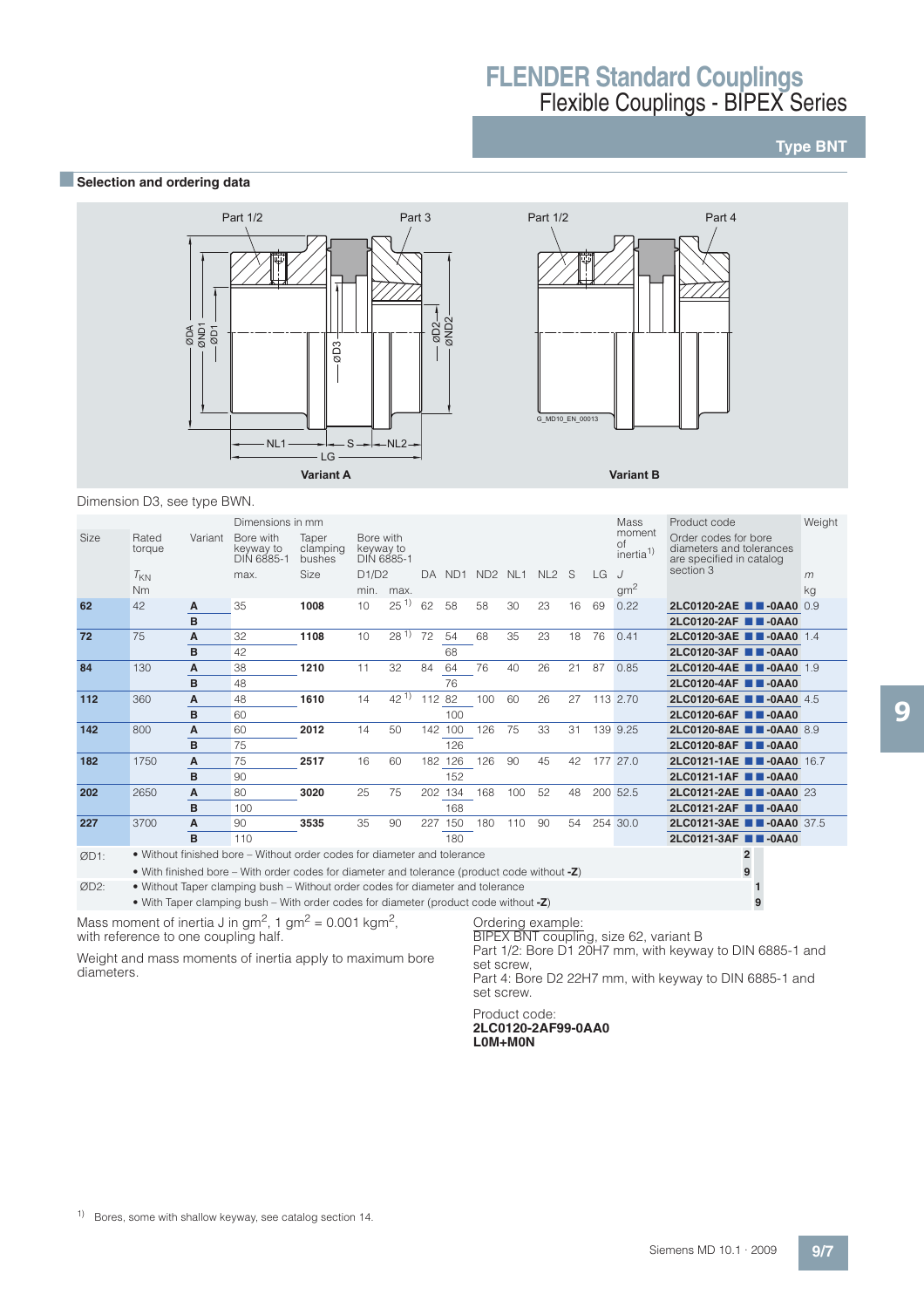## Selection and ordering data

Part 1/2 Part 3 Part 1/2 Part 4

ØDA ØND1 ØD1 ØD3 ØD2 ØND2

NL1 S NL2 LG

G_MD10_EN_00013

Variant A Variant B

Dimension D3, see type BWN.

| Size | Rated torque | Variant | Dimensions in mm | | | | | | | | | | | | Mass moment of inertia 1) | Product code | Weight |
|---|---|---|---|---|---|---|---|---|---|---|---|---|---|---|---|---|---|
| | | | Bore with keyway to DIN 6885-1 | Taper clamping bushes | Bore with keyway to DIN 6885-1 | | | | | | | | | | | Order codes for bore diameters and tolerances are specified in catalog section 3 | |
| | $T_{KN}$ | | max. | Size | D1/D2 | | DA | ND1 | ND2 | NL1 | NL2 | S | LG | | $J$ | | $m$ |
| | Nm | | | | min. | max. | | | | | | | | | $gm^2$ | | kg |
| **62** | 42 | **A** | 35 | **1008** | 10 | 25 1) | 62 | 58 | 58 | 30 | 23 | 16 | 69 | | 0.22 | **2LC0120-2AE ■■-0AA0** | 0.9 |
| | | **B** | | | | | | | | | | | | | | **2LC0120-2AF ■■-0AA0** | |
| **72** | 75 | **A** | 32 | **1108** | 10 | 28 1) | 72 | 54 | 68 | 35 | 23 | 18 | 76 | | 0.41 | **2LC0120-3AE ■■-0AA0** | 1.4 |
| | | **B** | 42 | | | | | 68 | | | | | | | | **2LC0120-3AF ■■-0AA0** | |
| **84** | 130 | **A** | 38 | **1210** | 11 | 32 | 84 | 64 | 76 | 40 | 26 | 21 | 87 | | 0.85 | **2LC0120-4AE ■■-0AA0** | 1.9 |
| | | **B** | 48 | | | | | 76 | | | | | | | | **2LC0120-4AF ■■-0AA0** | |
| **112** | 360 | **A** | 48 | **1610** | 14 | 42 1) | 112 | 82 | 100 | 60 | 26 | 27 | 113 | | 2.70 | **2LC0120-6AE ■■-0AA0** | 4.5 |
| | | **B** | 60 | | | | | 100 | | | | | | | | **2LC0120-6AF ■■-0AA0** | |
| **142** | 800 | **A** | 60 | **2012** | 14 | 50 | 142 | 100 | 126 | 75 | 33 | 31 | 139 | | 9.25 | **2LC0120-8AE ■■-0AA0** | 8.9 |
| | | **B** | 75 | | | | | 126 | | | | | | | | **2LC0120-8AF ■■-0AA0** | |
| **182** | 1750 | **A** | 75 | **2517** | 16 | 60 | 182 | 126 | 126 | 90 | 45 | 42 | 177 | | 27.0 | **2LC0121-1AE ■■-0AA0** | 16.7 |
| | | **B** | 90 | | | | | 152 | | | | | | | | **2LC0121-1AF ■■-0AA0** | |
| **202** | 2650 | **A** | 80 | **3020** | 25 | 75 | 202 | 134 | 168 | 100 | 52 | 48 | 200 | | 52.5 | **2LC0121-2AE ■■-0AA0** | 23 |
| | | **B** | 100 | | | | | 168 | | | | | | | | **2LC0121-2AF ■■-0AA0** | |
| **227** | 3700 | **A** | 90 | **3535** | 35 | 90 | 227 | 150 | 180 | 110 | 90 | 54 | 254 | | 30.0 | **2LC0121-3AE ■■-0AA0** | 37.5 |
| | | **B** | 110 | | | | | 180 | | | | | | | | **2LC0121-3AF ■■-0AA0** | |

| | | |
|---|---|---|
| ØD1: | • Without finished bore – Without order codes for diameter and tolerance | 2 |
| | • With finished bore – With order codes for diameter and tolerance (product code without **-Z**) | 9 |
| ØD2: | • Without Taper clamping bush – Without order codes for diameter and tolerance | 1 |
| | • With Taper clamping bush – With order codes for diameter (product code without **-Z**) | 9 |

Mass moment of inertia J in $gm^2$, 1 $gm^2$ = 0.001 $kgm^2$, with reference to one coupling half.

Weight and mass moments of inertia apply to maximum bore diameters.

Ordering example:
BIPEX BNT coupling, size 62, variant B
Part 1/2: Bore D1 20H7 mm, with keyway to DIN 6885-1 and set screw,
Part 4: Bore D2 22H7 mm, with keyway to DIN 6885-1 and set screw.

Product code:
**2LC0120-2AF99-0AA0**
**L0M+M0N**

1) Bores, some with shallow keyway, see catalog section 14.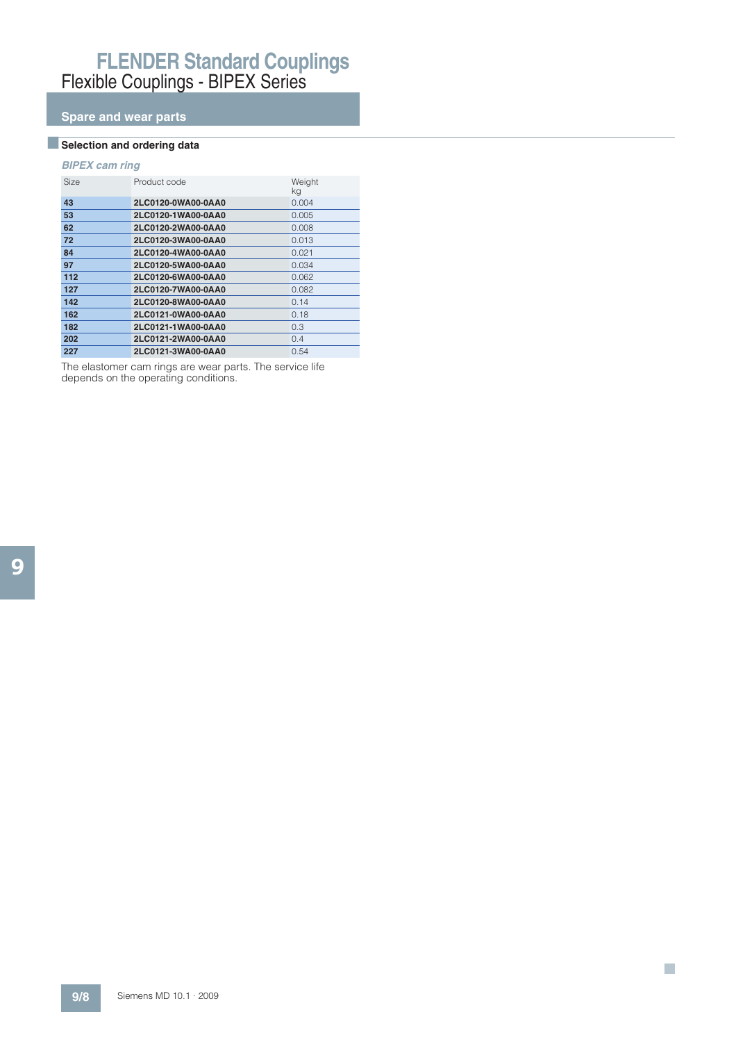# FLENDER Standard Couplings

## Flexible Couplings - BIPEX Series

### Spare and wear parts

#### Selection and ordering data

*BIPEX cam ring*

| Size | Product code | Weight kg |
|---|---|---|
| **43** | **2LC0120-0WA00-0AA0** | 0.004 |
| **53** | **2LC0120-1WA00-0AA0** | 0.005 |
| **62** | **2LC0120-2WA00-0AA0** | 0.008 |
| **72** | **2LC0120-3WA00-0AA0** | 0.013 |
| **84** | **2LC0120-4WA00-0AA0** | 0.021 |
| **97** | **2LC0120-5WA00-0AA0** | 0.034 |
| **112** | **2LC0120-6WA00-0AA0** | 0.062 |
| **127** | **2LC0120-7WA00-0AA0** | 0.082 |
| **142** | **2LC0120-8WA00-0AA0** | 0.14 |
| **162** | **2LC0121-0WA00-0AA0** | 0.18 |
| **182** | **2LC0121-1WA00-0AA0** | 0.3 |
| **202** | **2LC0121-2WA00-0AA0** | 0.4 |
| **227** | **2LC0121-3WA00-0AA0** | 0.54 |

The elastomer cam rings are wear parts. The service life depends on the operating conditions.